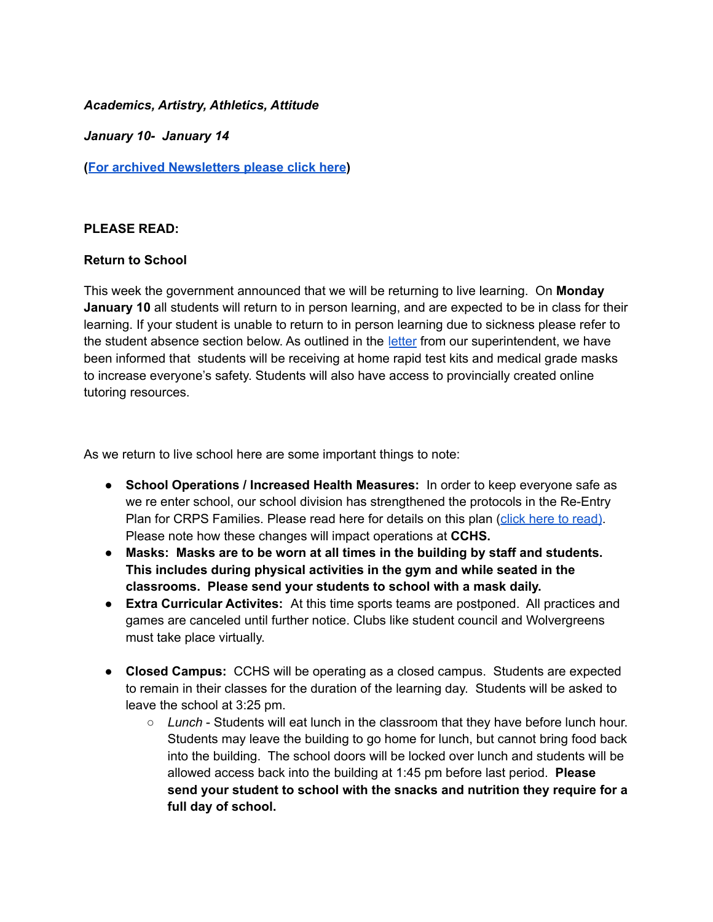***Academics, Artistry, Athletics, Attitude***

***January 10- January 14***

**(For archived Newsletters please click here)**

**PLEASE READ:**

**Return to School**

This week the government announced that we will be returning to live learning. On **Monday January 10** all students will return to in person learning, and are expected to be in class for their learning. If your student is unable to return to in person learning due to sickness please refer to the student absence section below. As outlined in the letter from our superintendent, we have been informed that students will be receiving at home rapid test kits and medical grade masks to increase everyone's safety. Students will also have access to provincially created online tutoring resources.

As we return to live school here are some important things to note:

- **School Operations / Increased Health Measures:** In order to keep everyone safe as we re enter school, our school division has strengthened the protocols in the Re-Entry Plan for CRPS Families. Please read here for details on this plan (click here to read). Please note how these changes will impact operations at **CCHS.**
- **Masks: Masks are to be worn at all times in the building by staff and students. This includes during physical activities in the gym and while seated in the classrooms. Please send your students to school with a mask daily.**
- **Extra Curricular Activites:** At this time sports teams are postponed. All practices and games are canceled until further notice. Clubs like student council and Wolvergreens must take place virtually.
- **Closed Campus:** CCHS will be operating as a closed campus. Students are expected to remain in their classes for the duration of the learning day. Students will be asked to leave the school at 3:25 pm.
  - *Lunch* - Students will eat lunch in the classroom that they have before lunch hour. Students may leave the building to go home for lunch, but cannot bring food back into the building. The school doors will be locked over lunch and students will be allowed access back into the building at 1:45 pm before last period. **Please send your student to school with the snacks and nutrition they require for a full day of school.**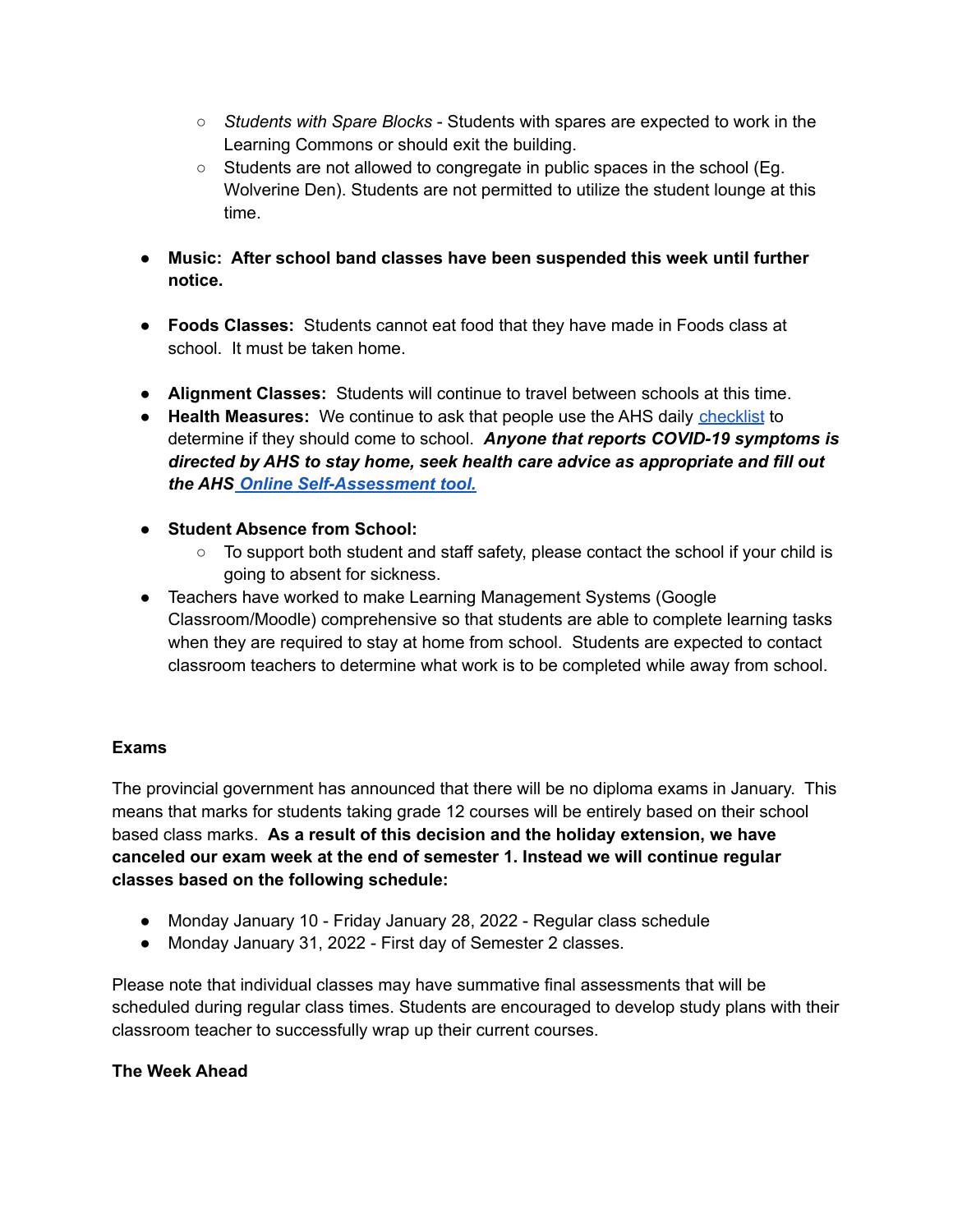- *Students with Spare Blocks* - Students with spares are expected to work in the Learning Commons or should exit the building.
    - Students are not allowed to congregate in public spaces in the school (Eg. Wolverine Den). Students are not permitted to utilize the student lounge at this time.

- **Music: After school band classes have been suspended this week until further notice.**

- **Foods Classes:** Students cannot eat food that they have made in Foods class at school. It must be taken home.

- **Alignment Classes:** Students will continue to travel between schools at this time.
- **Health Measures:** We continue to ask that people use the AHS daily checklist to determine if they should come to school. ***Anyone that reports COVID-19 symptoms is directed by AHS to stay home, seek health care advice as appropriate and fill out the AHS Online Self-Assessment tool.***

- **Student Absence from School:**
    - To support both student and staff safety, please contact the school if your child is going to absent for sickness.
- Teachers have worked to make Learning Management Systems (Google Classroom/Moodle) comprehensive so that students are able to complete learning tasks when they are required to stay at home from school. Students are expected to contact classroom teachers to determine what work is to be completed while away from school.

**Exams**

The provincial government has announced that there will be no diploma exams in January. This means that marks for students taking grade 12 courses will be entirely based on their school based class marks. **As a result of this decision and the holiday extension, we have canceled our exam week at the end of semester 1. Instead we will continue regular classes based on the following schedule:**

- Monday January 10 - Friday January 28, 2022 - Regular class schedule
- Monday January 31, 2022 - First day of Semester 2 classes.

Please note that individual classes may have summative final assessments that will be scheduled during regular class times. Students are encouraged to develop study plans with their classroom teacher to successfully wrap up their current courses.

**The Week Ahead**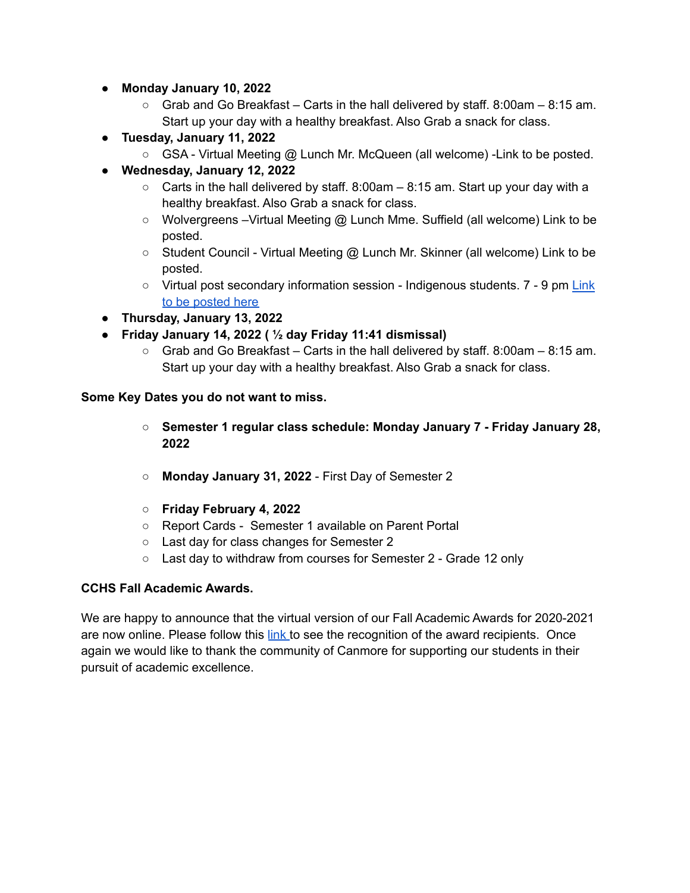- **Monday January 10, 2022**
  - Grab and Go Breakfast – Carts in the hall delivered by staff. 8:00am – 8:15 am. Start up your day with a healthy breakfast. Also Grab a snack for class.
- **Tuesday, January 11, 2022**
  - GSA - Virtual Meeting @ Lunch Mr. McQueen (all welcome) -Link to be posted.
- **Wednesday, January 12, 2022**
  - Carts in the hall delivered by staff. 8:00am – 8:15 am. Start up your day with a healthy breakfast. Also Grab a snack for class.
  - Wolvergreens –Virtual Meeting @ Lunch Mme. Suffield (all welcome) Link to be posted.
  - Student Council - Virtual Meeting @ Lunch Mr. Skinner (all welcome) Link to be posted.
  - Virtual post secondary information session - Indigenous students. 7 - 9 pm Link to be posted here
- **Thursday, January 13, 2022**
- **Friday January 14, 2022 ( ½ day Friday 11:41 dismissal)**
  - Grab and Go Breakfast – Carts in the hall delivered by staff. 8:00am – 8:15 am. Start up your day with a healthy breakfast. Also Grab a snack for class.

**Some Key Dates you do not want to miss.**

- **Semester 1 regular class schedule: Monday January 7 - Friday January 28, 2022**

- **Monday January 31, 2022** - First Day of Semester 2

- **Friday February 4, 2022**
- Report Cards - Semester 1 available on Parent Portal
- Last day for class changes for Semester 2
- Last day to withdraw from courses for Semester 2 - Grade 12 only

**CCHS Fall Academic Awards.**

We are happy to announce that the virtual version of our Fall Academic Awards for 2020-2021 are now online. Please follow this link to see the recognition of the award recipients. Once again we would like to thank the community of Canmore for supporting our students in their pursuit of academic excellence.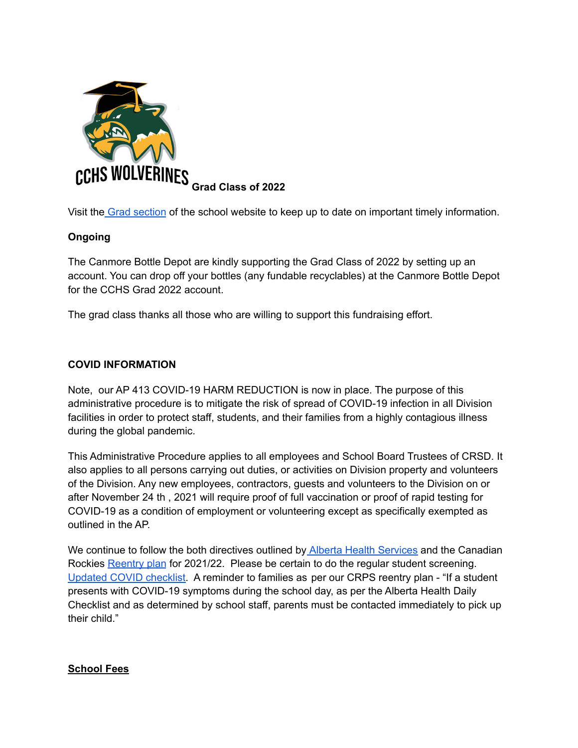**Grad Class of 2022**

Visit the Grad section of the school website to keep up to date on important timely information.

**Ongoing**

The Canmore Bottle Depot are kindly supporting the Grad Class of 2022 by setting up an account. You can drop off your bottles (any fundable recyclables) at the Canmore Bottle Depot for the CCHS Grad 2022 account.

The grad class thanks all those who are willing to support this fundraising effort.

**COVID INFORMATION**

Note, our AP 413 COVID-19 HARM REDUCTION is now in place. The purpose of this administrative procedure is to mitigate the risk of spread of COVID-19 infection in all Division facilities in order to protect staff, students, and their families from a highly contagious illness during the global pandemic.

This Administrative Procedure applies to all employees and School Board Trustees of CRSD. It also applies to all persons carrying out duties, or activities on Division property and volunteers of the Division. Any new employees, contractors, guests and volunteers to the Division on or after November 24 th , 2021 will require proof of full vaccination or proof of rapid testing for COVID-19 as a condition of employment or volunteering except as specifically exempted as outlined in the AP.

We continue to follow the both directives outlined by Alberta Health Services and the Canadian Rockies Reentry plan for 2021/22. Please be certain to do the regular student screening. Updated COVID checklist. A reminder to families as per our CRPS reentry plan - "If a student presents with COVID-19 symptoms during the school day, as per the Alberta Health Daily Checklist and as determined by school staff, parents must be contacted immediately to pick up their child."

**School Fees**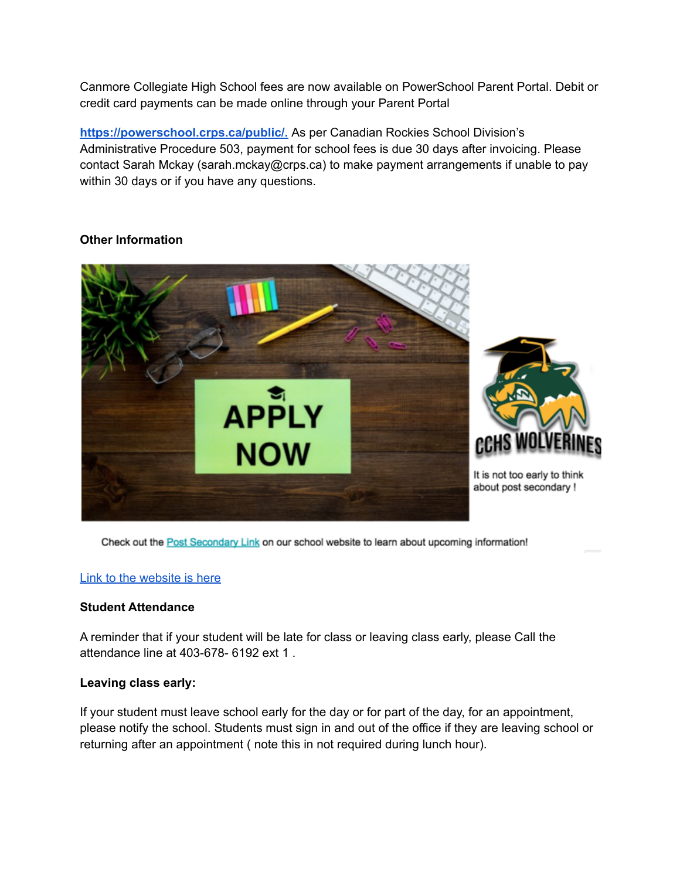Canmore Collegiate High School fees are now available on PowerSchool Parent Portal. Debit or credit card payments can be made online through your Parent Portal

**https://powerschool.crps.ca/public/.** As per Canadian Rockies School Division's Administrative Procedure 503, payment for school fees is due 30 days after invoicing. Please contact Sarah Mckay (sarah.mckay@crps.ca) to make payment arrangements if unable to pay within 30 days or if you have any questions.

**Other Information**

APPLY NOW

CCHS WOLVERINES

It is not too early to think about post secondary !

Check out the Post Secondary Link on our school website to learn about upcoming information!

Link to the website is here

**Student Attendance**

A reminder that if your student will be late for class or leaving class early, please Call the attendance line at 403-678- 6192 ext 1 .

**Leaving class early:**

If your student must leave school early for the day or for part of the day, for an appointment, please notify the school. Students must sign in and out of the office if they are leaving school or returning after an appointment ( note this in not required during lunch hour).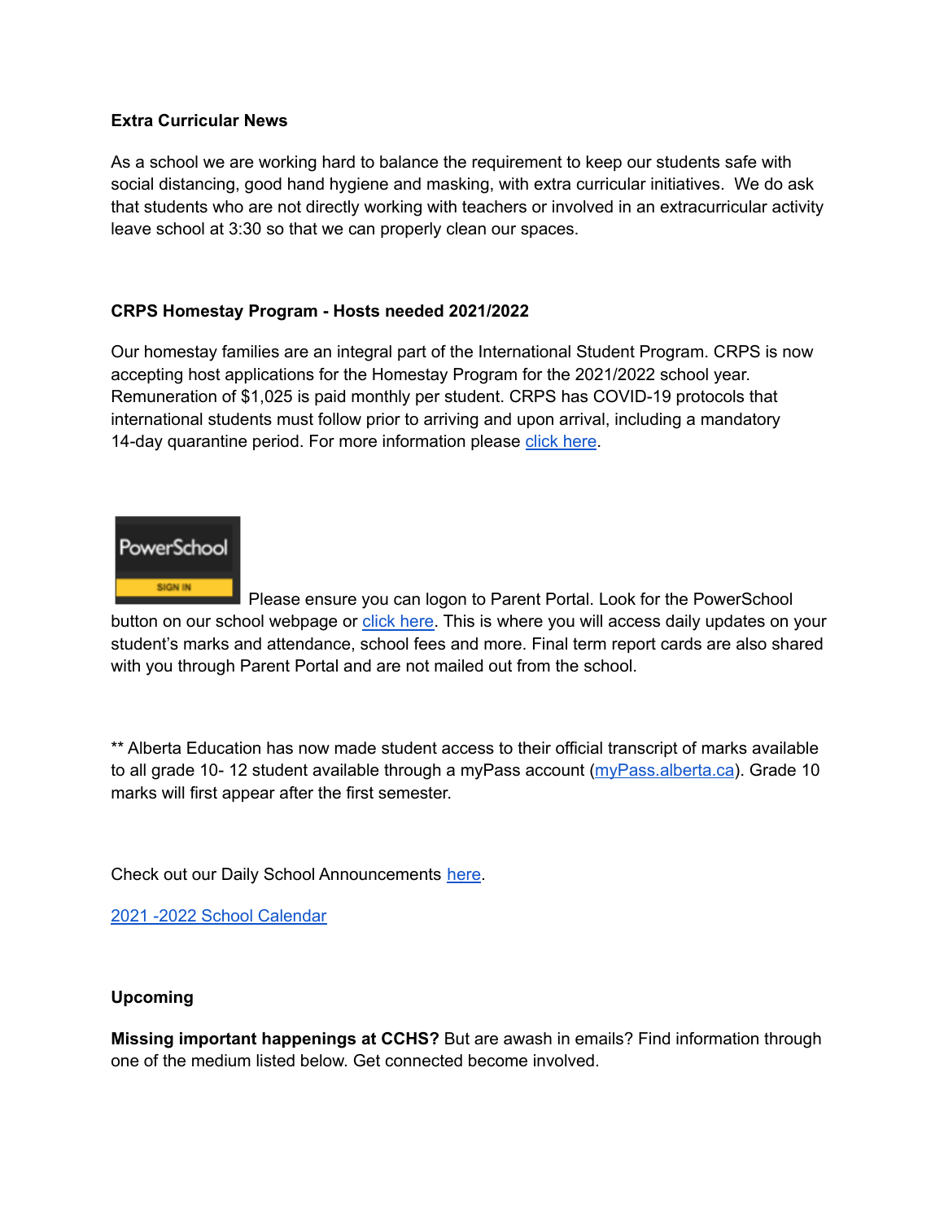**Extra Curricular News**

As a school we are working hard to balance the requirement to keep our students safe with social distancing, good hand hygiene and masking, with extra curricular initiatives. We do ask that students who are not directly working with teachers or involved in an extracurricular activity leave school at 3:30 so that we can properly clean our spaces.

**CRPS Homestay Program - Hosts needed 2021/2022**

Our homestay families are an integral part of the International Student Program. CRPS is now accepting host applications for the Homestay Program for the 2021/2022 school year. Remuneration of $1,025 is paid monthly per student. CRPS has COVID-19 protocols that international students must follow prior to arriving and upon arrival, including a mandatory 14-day quarantine period. For more information please click here.

PowerSchool SIGN IN Please ensure you can logon to Parent Portal. Look for the PowerSchool button on our school webpage or click here. This is where you will access daily updates on your student's marks and attendance, school fees and more. Final term report cards are also shared with you through Parent Portal and are not mailed out from the school.

** Alberta Education has now made student access to their official transcript of marks available to all grade 10- 12 student available through a myPass account (myPass.alberta.ca). Grade 10 marks will first appear after the first semester.

Check out our Daily School Announcements here.

2021 -2022 School Calendar

**Upcoming**

**Missing important happenings at CCHS?** But are awash in emails? Find information through one of the medium listed below. Get connected become involved.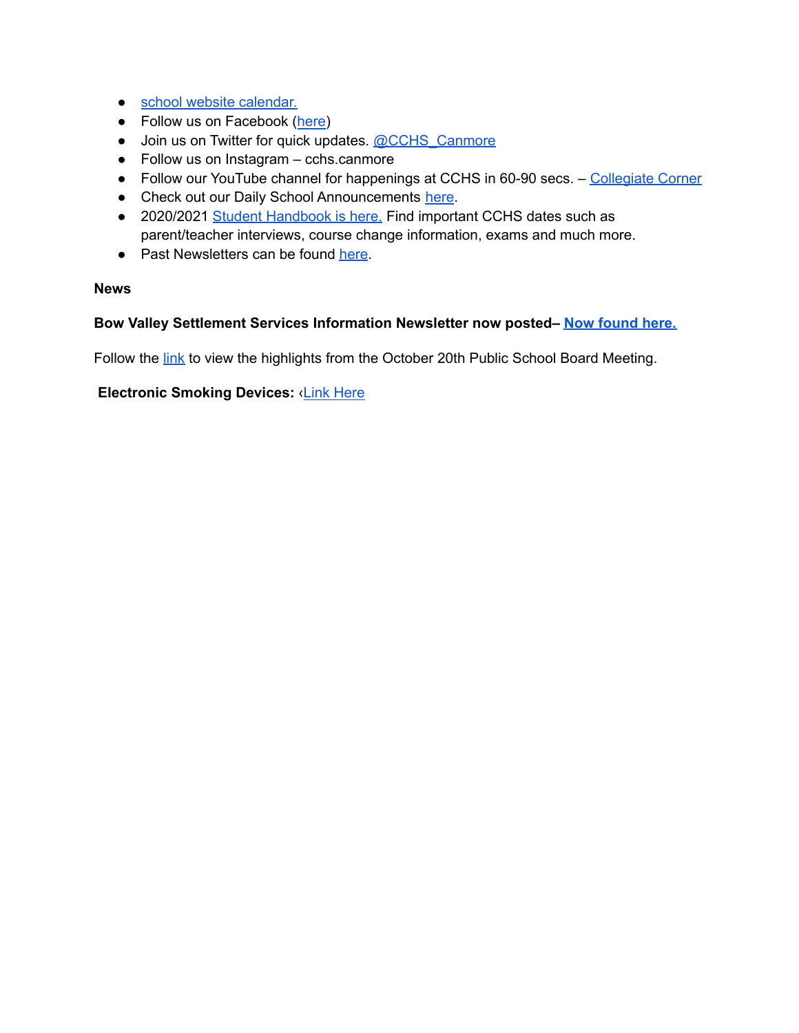- school website calendar.
- Follow us on Facebook (here)
- Join us on Twitter for quick updates. @CCHS_Canmore
- Follow us on Instagram – cchs.canmore
- Follow our YouTube channel for happenings at CCHS in 60-90 secs. – Collegiate Corner
- Check out our Daily School Announcements here.
- 2020/2021 Student Handbook is here. Find important CCHS dates such as parent/teacher interviews, course change information, exams and much more.
- Past Newsletters can be found here.

**News**

**Bow Valley Settlement Services Information Newsletter now posted– Now found here.**

Follow the link to view the highlights from the October 20th Public School Board Meeting.

**Electronic Smoking Devices:** ‹Link Here